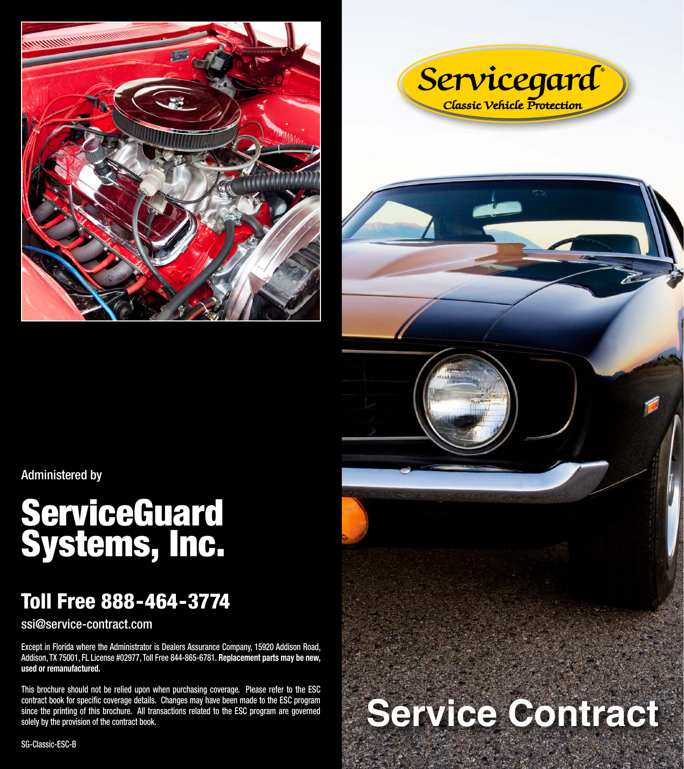# Servicegard®

*Classic Vehicle Protection*

Administered by

## ServiceGuard Systems, Inc.

### Toll Free 888-464-3774

ssi@service-contract.com

Except in Florida where the Administrator is Dealers Assurance Company, 15920 Addison Road, Addison, TX 75001, FL License #02977, Toll Free 844-865-6781. **Replacement parts may be new, used or remanufactured.**

This brochure should not be relied upon when purchasing coverage. Please refer to the ESC contract book for specific coverage details. Changes may have been made to the ESC program since the printing of this brochure. All transactions related to the ESC program are governed solely by the provision of the contract book.

SG-Classic-ESC-B

# Service Contract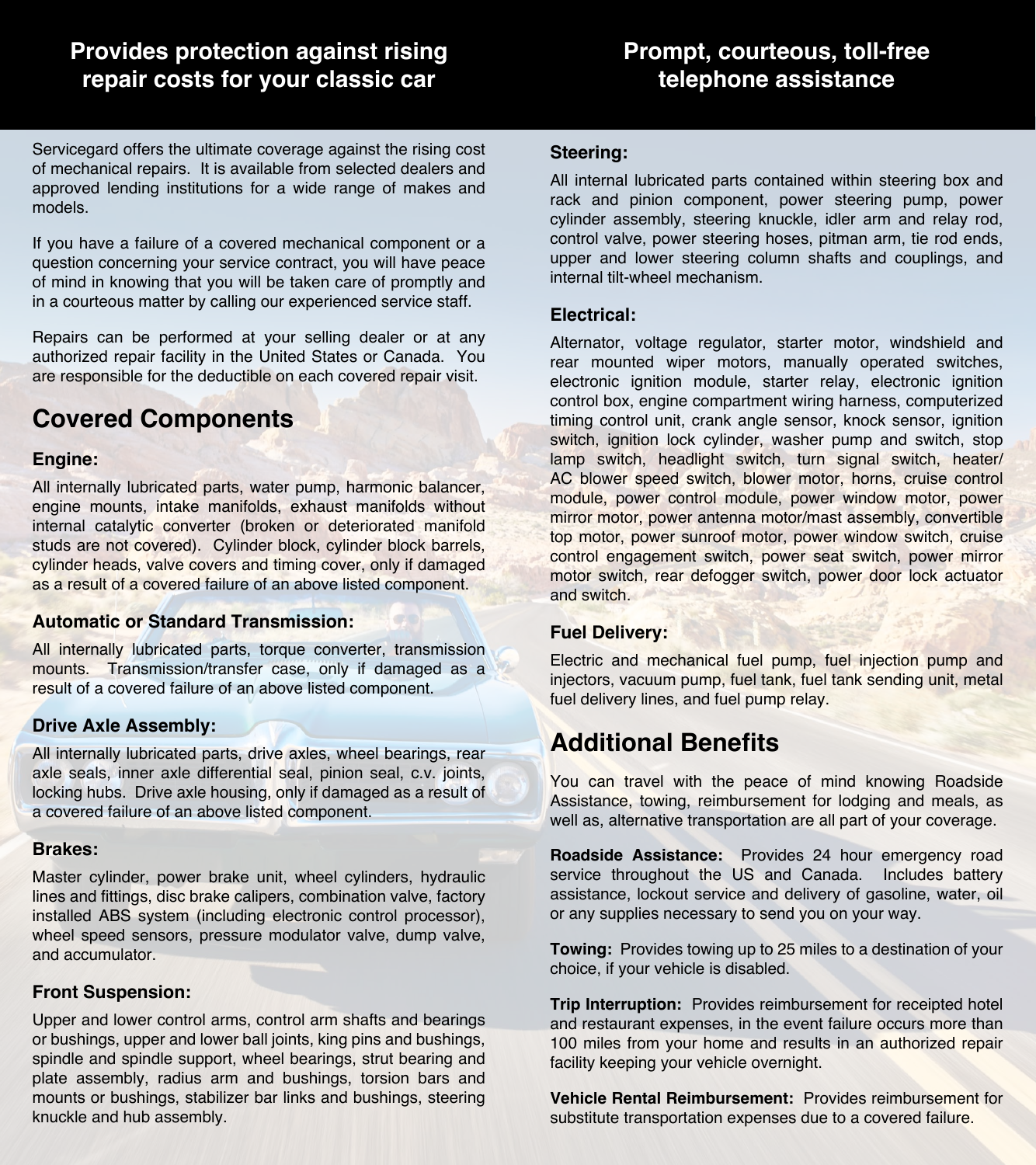## Provides protection against rising repair costs for your classic car

Servicegard offers the ultimate coverage against the rising cost of mechanical repairs. It is available from selected dealers and approved lending institutions for a wide range of makes and models.

If you have a failure of a covered mechanical component or a question concerning your service contract, you will have peace of mind in knowing that you will be taken care of promptly and in a courteous matter by calling our experienced service staff.

Repairs can be performed at your selling dealer or at any authorized repair facility in the United States or Canada. You are responsible for the deductible on each covered repair visit.

## Covered Components

### Engine:

All internally lubricated parts, water pump, harmonic balancer, engine mounts, intake manifolds, exhaust manifolds without internal catalytic converter (broken or deteriorated manifold studs are not covered). Cylinder block, cylinder block barrels, cylinder heads, valve covers and timing cover, only if damaged as a result of a covered failure of an above listed component.

### Automatic or Standard Transmission:

All internally lubricated parts, torque converter, transmission mounts. Transmission/transfer case, only if damaged as a result of a covered failure of an above listed component.

### Drive Axle Assembly:

All internally lubricated parts, drive axles, wheel bearings, rear axle seals, inner axle differential seal, pinion seal, c.v. joints, locking hubs. Drive axle housing, only if damaged as a result of a covered failure of an above listed component.

### Brakes:

Master cylinder, power brake unit, wheel cylinders, hydraulic lines and fittings, disc brake calipers, combination valve, factory installed ABS system (including electronic control processor), wheel speed sensors, pressure modulator valve, dump valve, and accumulator.

### Front Suspension:

Upper and lower control arms, control arm shafts and bearings or bushings, upper and lower ball joints, king pins and bushings, spindle and spindle support, wheel bearings, strut bearing and plate assembly, radius arm and bushings, torsion bars and mounts or bushings, stabilizer bar links and bushings, steering knuckle and hub assembly.

## Prompt, courteous, toll-free telephone assistance

### Steering:

All internal lubricated parts contained within steering box and rack and pinion component, power steering pump, power cylinder assembly, steering knuckle, idler arm and relay rod, control valve, power steering hoses, pitman arm, tie rod ends, upper and lower steering column shafts and couplings, and internal tilt-wheel mechanism.

### Electrical:

Alternator, voltage regulator, starter motor, windshield and rear mounted wiper motors, manually operated switches, electronic ignition module, starter relay, electronic ignition control box, engine compartment wiring harness, computerized timing control unit, crank angle sensor, knock sensor, ignition switch, ignition lock cylinder, washer pump and switch, stop lamp switch, headlight switch, turn signal switch, heater/AC blower speed switch, blower motor, horns, cruise control module, power control module, power window motor, power mirror motor, power antenna motor/mast assembly, convertible top motor, power sunroof motor, power window switch, cruise control engagement switch, power seat switch, power mirror motor switch, rear defogger switch, power door lock actuator and switch.

### Fuel Delivery:

Electric and mechanical fuel pump, fuel injection pump and injectors, vacuum pump, fuel tank, fuel tank sending unit, metal fuel delivery lines, and fuel pump relay.

## Additional Benefits

You can travel with the peace of mind knowing Roadside Assistance, towing, reimbursement for lodging and meals, as well as, alternative transportation are all part of your coverage.

**Roadside Assistance:** Provides 24 hour emergency road service throughout the US and Canada. Includes battery assistance, lockout service and delivery of gasoline, water, oil or any supplies necessary to send you on your way.

**Towing:** Provides towing up to 25 miles to a destination of your choice, if your vehicle is disabled.

**Trip Interruption:** Provides reimbursement for receipted hotel and restaurant expenses, in the event failure occurs more than 100 miles from your home and results in an authorized repair facility keeping your vehicle overnight.

**Vehicle Rental Reimbursement:** Provides reimbursement for substitute transportation expenses due to a covered failure.